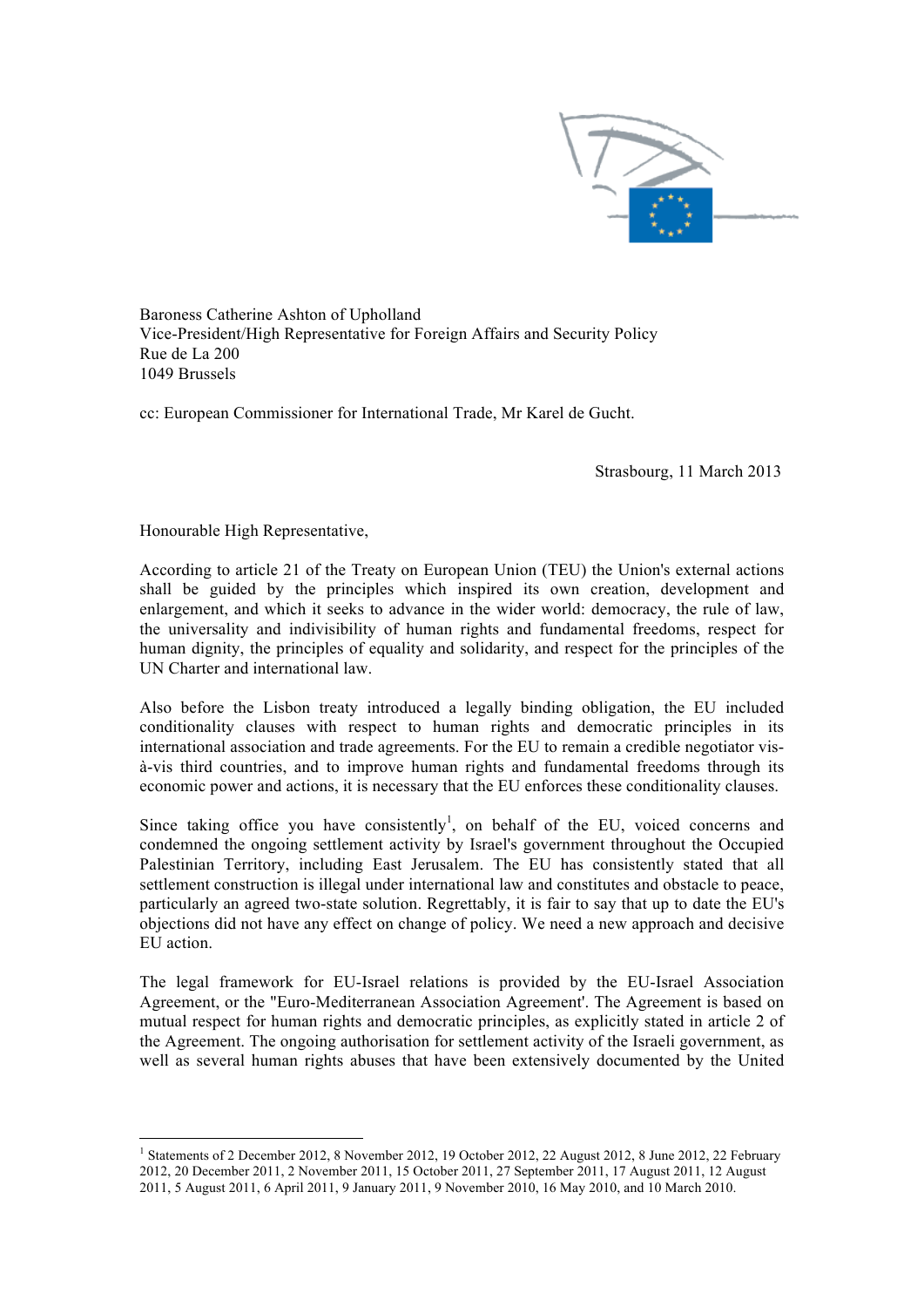Baroness Catherine Ashton of Upholland
Vice-President/High Representative for Foreign Affairs and Security Policy
Rue de La 200
1049 Brussels

cc: European Commissioner for International Trade, Mr Karel de Gucht.

Strasbourg, 11 March 2013

Honourable High Representative,

According to article 21 of the Treaty on European Union (TEU) the Union's external actions shall be guided by the principles which inspired its own creation, development and enlargement, and which it seeks to advance in the wider world: democracy, the rule of law, the universality and indivisibility of human rights and fundamental freedoms, respect for human dignity, the principles of equality and solidarity, and respect for the principles of the UN Charter and international law.

Also before the Lisbon treaty introduced a legally binding obligation, the EU included conditionality clauses with respect to human rights and democratic principles in its international association and trade agreements. For the EU to remain a credible negotiator vis-à-vis third countries, and to improve human rights and fundamental freedoms through its economic power and actions, it is necessary that the EU enforces these conditionality clauses.

Since taking office you have consistently[1], on behalf of the EU, voiced concerns and condemned the ongoing settlement activity by Israel's government throughout the Occupied Palestinian Territory, including East Jerusalem. The EU has consistently stated that all settlement construction is illegal under international law and constitutes and obstacle to peace, particularly an agreed two-state solution. Regrettably, it is fair to say that up to date the EU's objections did not have any effect on change of policy. We need a new approach and decisive EU action.

The legal framework for EU-Israel relations is provided by the EU-Israel Association Agreement, or the "Euro-Mediterranean Association Agreement'. The Agreement is based on mutual respect for human rights and democratic principles, as explicitly stated in article 2 of the Agreement. The ongoing authorisation for settlement activity of the Israeli government, as well as several human rights abuses that have been extensively documented by the United

---

[1] Statements of 2 December 2012, 8 November 2012, 19 October 2012, 22 August 2012, 8 June 2012, 22 February 2012, 20 December 2011, 2 November 2011, 15 October 2011, 27 September 2011, 17 August 2011, 12 August 2011, 5 August 2011, 6 April 2011, 9 January 2011, 9 November 2010, 16 May 2010, and 10 March 2010.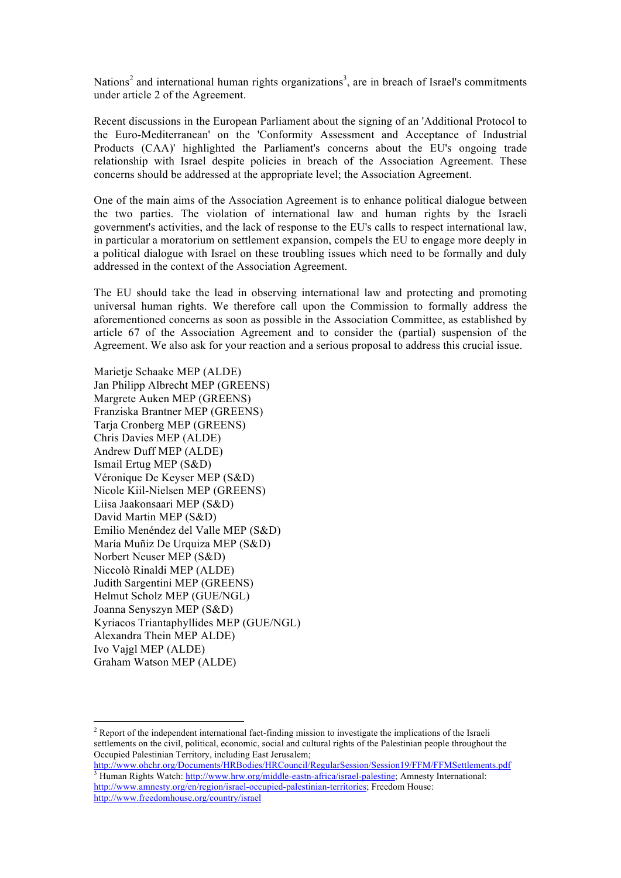Nations[2] and international human rights organizations[3], are in breach of Israel's commitments under article 2 of the Agreement.

Recent discussions in the European Parliament about the signing of an 'Additional Protocol to the Euro-Mediterranean' on the 'Conformity Assessment and Acceptance of Industrial Products (CAA)' highlighted the Parliament's concerns about the EU's ongoing trade relationship with Israel despite policies in breach of the Association Agreement. These concerns should be addressed at the appropriate level; the Association Agreement.

One of the main aims of the Association Agreement is to enhance political dialogue between the two parties. The violation of international law and human rights by the Israeli government's activities, and the lack of response to the EU's calls to respect international law, in particular a moratorium on settlement expansion, compels the EU to engage more deeply in a political dialogue with Israel on these troubling issues which need to be formally and duly addressed in the context of the Association Agreement.

The EU should take the lead in observing international law and protecting and promoting universal human rights. We therefore call upon the Commission to formally address the aforementioned concerns as soon as possible in the Association Committee, as established by article 67 of the Association Agreement and to consider the (partial) suspension of the Agreement. We also ask for your reaction and a serious proposal to address this crucial issue.

Marietje Schaake MEP (ALDE)
Jan Philipp Albrecht MEP (GREENS)
Margrete Auken MEP (GREENS)
Franziska Brantner MEP (GREENS)
Tarja Cronberg MEP (GREENS)
Chris Davies MEP (ALDE)
Andrew Duff MEP (ALDE)
Ismail Ertug MEP (S&D)
Véronique De Keyser MEP (S&D)
Nicole Kiil-Nielsen MEP (GREENS)
Liisa Jaakonsaari MEP (S&D)
David Martin MEP (S&D)
Emilio Menéndez del Valle MEP (S&D)
María Muñiz De Urquiza MEP (S&D)
Norbert Neuser MEP (S&D)
Niccolò Rinaldi MEP (ALDE)
Judith Sargentini MEP (GREENS)
Helmut Scholz MEP (GUE/NGL)
Joanna Senyszyn MEP (S&D)
Kyriacos Triantaphyllides MEP (GUE/NGL)
Alexandra Thein MEP ALDE)
Ivo Vajgl MEP (ALDE)
Graham Watson MEP (ALDE)

---

[2] Report of the independent international fact-finding mission to investigate the implications of the Israeli settlements on the civil, political, economic, social and cultural rights of the Palestinian people throughout the Occupied Palestinian Territory, including East Jerusalem; http://www.ohchr.org/Documents/HRBodies/HRCouncil/RegularSession/Session19/FFM/FFMSettlements.pdf

[3] Human Rights Watch: http://www.hrw.org/middle-eastn-africa/israel-palestine; Amnesty International: http://www.amnesty.org/en/region/israel-occupied-palestinian-territories; Freedom House: http://www.freedomhouse.org/country/israel